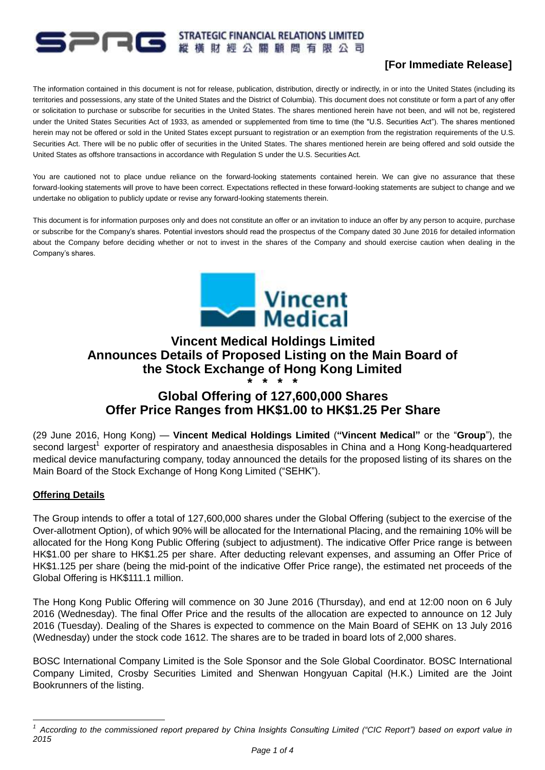STRATEGIC FINANCIAL RELATIONS LIMITED
縱橫財經公關顧問有限公司

**[For Immediate Release]**

The information contained in this document is not for release, publication, distribution, directly or indirectly, in or into the United States (including its territories and possessions, any state of the United States and the District of Columbia). This document does not constitute or form a part of any offer or solicitation to purchase or subscribe for securities in the United States. The shares mentioned herein have not been, and will not be, registered under the United States Securities Act of 1933, as amended or supplemented from time to time (the "U.S. Securities Act"). The shares mentioned herein may not be offered or sold in the United States except pursuant to registration or an exemption from the registration requirements of the U.S. Securities Act. There will be no public offer of securities in the United States. The shares mentioned herein are being offered and sold outside the United States as offshore transactions in accordance with Regulation S under the U.S. Securities Act.

You are cautioned not to place undue reliance on the forward-looking statements contained herein. We can give no assurance that these forward-looking statements will prove to have been correct. Expectations reflected in these forward-looking statements are subject to change and we undertake no obligation to publicly update or revise any forward-looking statements therein.

This document is for information purposes only and does not constitute an offer or an invitation to induce an offer by any person to acquire, purchase or subscribe for the Company's shares. Potential investors should read the prospectus of the Company dated 30 June 2016 for detailed information about the Company before deciding whether or not to invest in the shares of the Company and should exercise caution when dealing in the Company's shares.

Vincent Medical

# Vincent Medical Holdings Limited Announces Details of Proposed Listing on the Main Board of the Stock Exchange of Hong Kong Limited

\* \* \* \*

## Global Offering of 127,600,000 Shares Offer Price Ranges from HK$1.00 to HK$1.25 Per Share

(29 June 2016, Hong Kong) — **Vincent Medical Holdings Limited** (**"Vincent Medical"** or the "**Group**"), the second largest[1] exporter of respiratory and anaesthesia disposables in China and a Hong Kong-headquartered medical device manufacturing company, today announced the details for the proposed listing of its shares on the Main Board of the Stock Exchange of Hong Kong Limited ("SEHK").

**Offering Details**

The Group intends to offer a total of 127,600,000 shares under the Global Offering (subject to the exercise of the Over-allotment Option), of which 90% will be allocated for the International Placing, and the remaining 10% will be allocated for the Hong Kong Public Offering (subject to adjustment). The indicative Offer Price range is between HK$1.00 per share to HK$1.25 per share. After deducting relevant expenses, and assuming an Offer Price of HK$1.125 per share (being the mid-point of the indicative Offer Price range), the estimated net proceeds of the Global Offering is HK$111.1 million.

The Hong Kong Public Offering will commence on 30 June 2016 (Thursday), and end at 12:00 noon on 6 July 2016 (Wednesday). The final Offer Price and the results of the allocation are expected to announce on 12 July 2016 (Tuesday). Dealing of the Shares is expected to commence on the Main Board of SEHK on 13 July 2016 (Wednesday) under the stock code 1612. The shares are to be traded in board lots of 2,000 shares.

BOSC International Company Limited is the Sole Sponsor and the Sole Global Coordinator. BOSC International Company Limited, Crosby Securities Limited and Shenwan Hongyuan Capital (H.K.) Limited are the Joint Bookrunners of the listing.

---

[1] *According to the commissioned report prepared by China Insights Consulting Limited ("CIC Report") based on export value in 2015*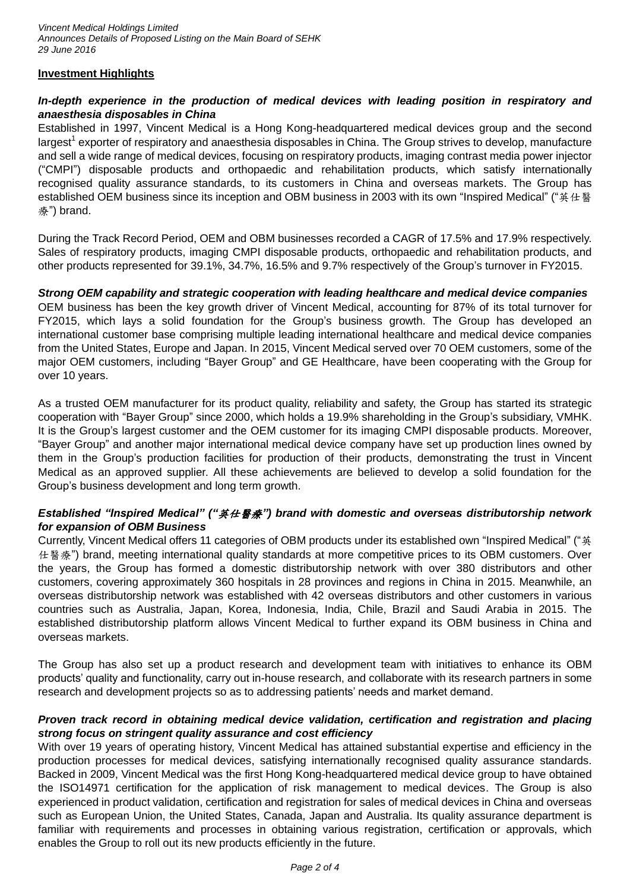## Investment Highlights

***In-depth experience in the production of medical devices with leading position in respiratory and anaesthesia disposables in China***

Established in 1997, Vincent Medical is a Hong Kong-headquartered medical devices group and the second largest[1] exporter of respiratory and anaesthesia disposables in China. The Group strives to develop, manufacture and sell a wide range of medical devices, focusing on respiratory products, imaging contrast media power injector ("CMPI") disposable products and orthopaedic and rehabilitation products, which satisfy internationally recognised quality assurance standards, to its customers in China and overseas markets. The Group has established OEM business since its inception and OBM business in 2003 with its own "Inspired Medical" ("英仕醫療") brand.

During the Track Record Period, OEM and OBM businesses recorded a CAGR of 17.5% and 17.9% respectively. Sales of respiratory products, imaging CMPI disposable products, orthopaedic and rehabilitation products, and other products represented for 39.1%, 34.7%, 16.5% and 9.7% respectively of the Group's turnover in FY2015.

***Strong OEM capability and strategic cooperation with leading healthcare and medical device companies***

OEM business has been the key growth driver of Vincent Medical, accounting for 87% of its total turnover for FY2015, which lays a solid foundation for the Group's business growth. The Group has developed an international customer base comprising multiple leading international healthcare and medical device companies from the United States, Europe and Japan. In 2015, Vincent Medical served over 70 OEM customers, some of the major OEM customers, including "Bayer Group" and GE Healthcare, have been cooperating with the Group for over 10 years.

As a trusted OEM manufacturer for its product quality, reliability and safety, the Group has started its strategic cooperation with "Bayer Group" since 2000, which holds a 19.9% shareholding in the Group's subsidiary, VMHK. It is the Group's largest customer and the OEM customer for its imaging CMPI disposable products. Moreover, "Bayer Group" and another major international medical device company have set up production lines owned by them in the Group's production facilities for production of their products, demonstrating the trust in Vincent Medical as an approved supplier. All these achievements are believed to develop a solid foundation for the Group's business development and long term growth.

***Established "Inspired Medical" ("英仕醫療") brand with domestic and overseas distributorship network for expansion of OBM Business***

Currently, Vincent Medical offers 11 categories of OBM products under its established own "Inspired Medical" ("英仕醫療") brand, meeting international quality standards at more competitive prices to its OBM customers. Over the years, the Group has formed a domestic distributorship network with over 380 distributors and other customers, covering approximately 360 hospitals in 28 provinces and regions in China in 2015. Meanwhile, an overseas distributorship network was established with 42 overseas distributors and other customers in various countries such as Australia, Japan, Korea, Indonesia, India, Chile, Brazil and Saudi Arabia in 2015. The established distributorship platform allows Vincent Medical to further expand its OBM business in China and overseas markets.

The Group has also set up a product research and development team with initiatives to enhance its OBM products' quality and functionality, carry out in-house research, and collaborate with its research partners in some research and development projects so as to addressing patients' needs and market demand.

***Proven track record in obtaining medical device validation, certification and registration and placing strong focus on stringent quality assurance and cost efficiency***

With over 19 years of operating history, Vincent Medical has attained substantial expertise and efficiency in the production processes for medical devices, satisfying internationally recognised quality assurance standards. Backed in 2009, Vincent Medical was the first Hong Kong-headquartered medical device group to have obtained the ISO14971 certification for the application of risk management to medical devices. The Group is also experienced in product validation, certification and registration for sales of medical devices in China and overseas such as European Union, the United States, Canada, Japan and Australia. Its quality assurance department is familiar with requirements and processes in obtaining various registration, certification or approvals, which enables the Group to roll out its new products efficiently in the future.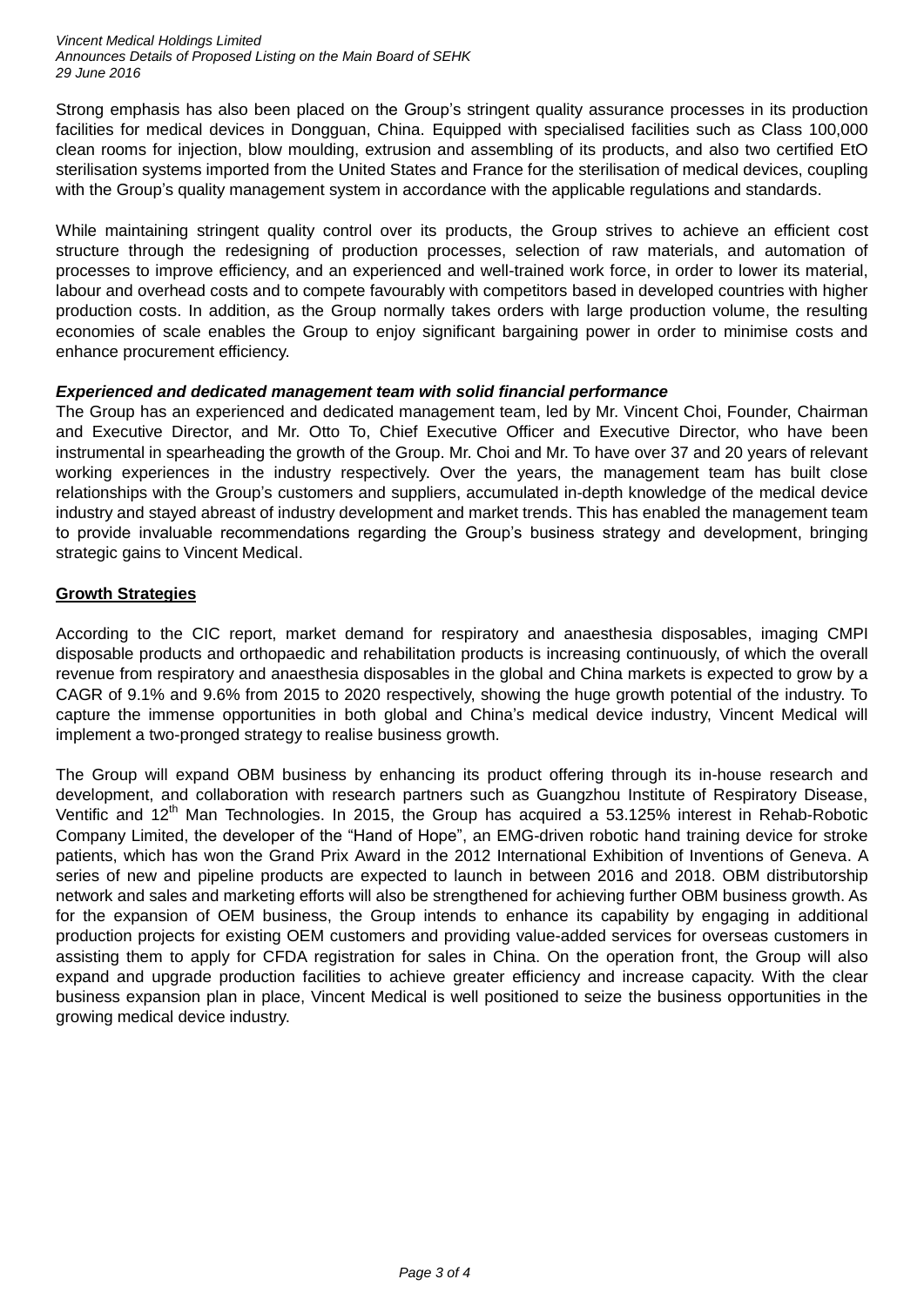Strong emphasis has also been placed on the Group's stringent quality assurance processes in its production facilities for medical devices in Dongguan, China. Equipped with specialised facilities such as Class 100,000 clean rooms for injection, blow moulding, extrusion and assembling of its products, and also two certified EtO sterilisation systems imported from the United States and France for the sterilisation of medical devices, coupling with the Group's quality management system in accordance with the applicable regulations and standards.

While maintaining stringent quality control over its products, the Group strives to achieve an efficient cost structure through the redesigning of production processes, selection of raw materials, and automation of processes to improve efficiency, and an experienced and well-trained work force, in order to lower its material, labour and overhead costs and to compete favourably with competitors based in developed countries with higher production costs. In addition, as the Group normally takes orders with large production volume, the resulting economies of scale enables the Group to enjoy significant bargaining power in order to minimise costs and enhance procurement efficiency.

***Experienced and dedicated management team with solid financial performance***

The Group has an experienced and dedicated management team, led by Mr. Vincent Choi, Founder, Chairman and Executive Director, and Mr. Otto To, Chief Executive Officer and Executive Director, who have been instrumental in spearheading the growth of the Group. Mr. Choi and Mr. To have over 37 and 20 years of relevant working experiences in the industry respectively. Over the years, the management team has built close relationships with the Group's customers and suppliers, accumulated in-depth knowledge of the medical device industry and stayed abreast of industry development and market trends. This has enabled the management team to provide invaluable recommendations regarding the Group's business strategy and development, bringing strategic gains to Vincent Medical.

**Growth Strategies**

According to the CIC report, market demand for respiratory and anaesthesia disposables, imaging CMPI disposable products and orthopaedic and rehabilitation products is increasing continuously, of which the overall revenue from respiratory and anaesthesia disposables in the global and China markets is expected to grow by a CAGR of 9.1% and 9.6% from 2015 to 2020 respectively, showing the huge growth potential of the industry. To capture the immense opportunities in both global and China's medical device industry, Vincent Medical will implement a two-pronged strategy to realise business growth.

The Group will expand OBM business by enhancing its product offering through its in-house research and development, and collaboration with research partners such as Guangzhou Institute of Respiratory Disease, Ventific and 12th Man Technologies. In 2015, the Group has acquired a 53.125% interest in Rehab-Robotic Company Limited, the developer of the "Hand of Hope", an EMG-driven robotic hand training device for stroke patients, which has won the Grand Prix Award in the 2012 International Exhibition of Inventions of Geneva. A series of new and pipeline products are expected to launch in between 2016 and 2018. OBM distributorship network and sales and marketing efforts will also be strengthened for achieving further OBM business growth. As for the expansion of OEM business, the Group intends to enhance its capability by engaging in additional production projects for existing OEM customers and providing value-added services for overseas customers in assisting them to apply for CFDA registration for sales in China. On the operation front, the Group will also expand and upgrade production facilities to achieve greater efficiency and increase capacity. With the clear business expansion plan in place, Vincent Medical is well positioned to seize the business opportunities in the growing medical device industry.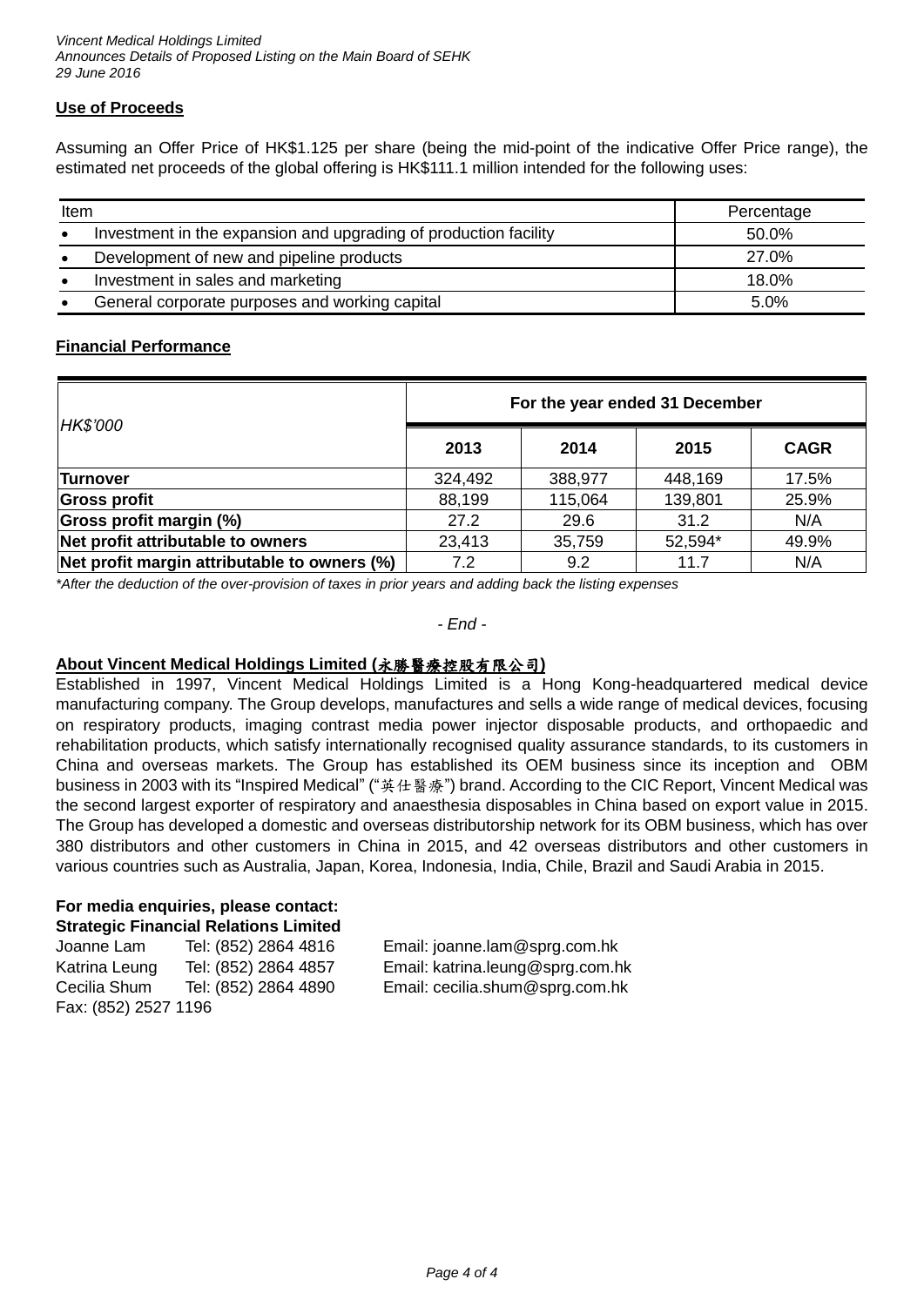## Use of Proceeds

Assuming an Offer Price of HK$1.125 per share (being the mid-point of the indicative Offer Price range), the estimated net proceeds of the global offering is HK$111.1 million intended for the following uses:

| Item | Percentage |
|---|---|
| • Investment in the expansion and upgrading of production facility | 50.0% |
| • Development of new and pipeline products | 27.0% |
| • Investment in sales and marketing | 18.0% |
| • General corporate purposes and working capital | 5.0% |

## Financial Performance

| *HK$'000* | For the year ended 31 December | | | |
|---|---|---|---|---|
| | **2013** | **2014** | **2015** | **CAGR** |
| **Turnover** | 324,492 | 388,977 | 448,169 | 17.5% |
| **Gross profit** | 88,199 | 115,064 | 139,801 | 25.9% |
| **Gross profit margin (%)** | 27.2 | 29.6 | 31.2 | N/A |
| **Net profit attributable to owners** | 23,413 | 35,759 | 52,594* | 49.9% |
| **Net profit margin attributable to owners (%)** | 7.2 | 9.2 | 11.7 | N/A |

*\*After the deduction of the over-provision of taxes in prior years and adding back the listing expenses*

*- End -*

## About Vincent Medical Holdings Limited (永勝醫療控股有限公司)

Established in 1997, Vincent Medical Holdings Limited is a Hong Kong-headquartered medical device manufacturing company. The Group develops, manufactures and sells a wide range of medical devices, focusing on respiratory products, imaging contrast media power injector disposable products, and orthopaedic and rehabilitation products, which satisfy internationally recognised quality assurance standards, to its customers in China and overseas markets. The Group has established its OEM business since its inception and OBM business in 2003 with its "Inspired Medical" ("英仕醫療") brand. According to the CIC Report, Vincent Medical was the second largest exporter of respiratory and anaesthesia disposables in China based on export value in 2015. The Group has developed a domestic and overseas distributorship network for its OBM business, which has over 380 distributors and other customers in China in 2015, and 42 overseas distributors and other customers in various countries such as Australia, Japan, Korea, Indonesia, India, Chile, Brazil and Saudi Arabia in 2015.

**For media enquiries, please contact:**
**Strategic Financial Relations Limited**

| | | |
|---|---|---|
| Joanne Lam | Tel: (852) 2864 4816 | Email: joanne.lam@sprg.com.hk |
| Katrina Leung | Tel: (852) 2864 4857 | Email: katrina.leung@sprg.com.hk |
| Cecilia Shum | Tel: (852) 2864 4890 | Email: cecilia.shum@sprg.com.hk |

Fax: (852) 2527 1196